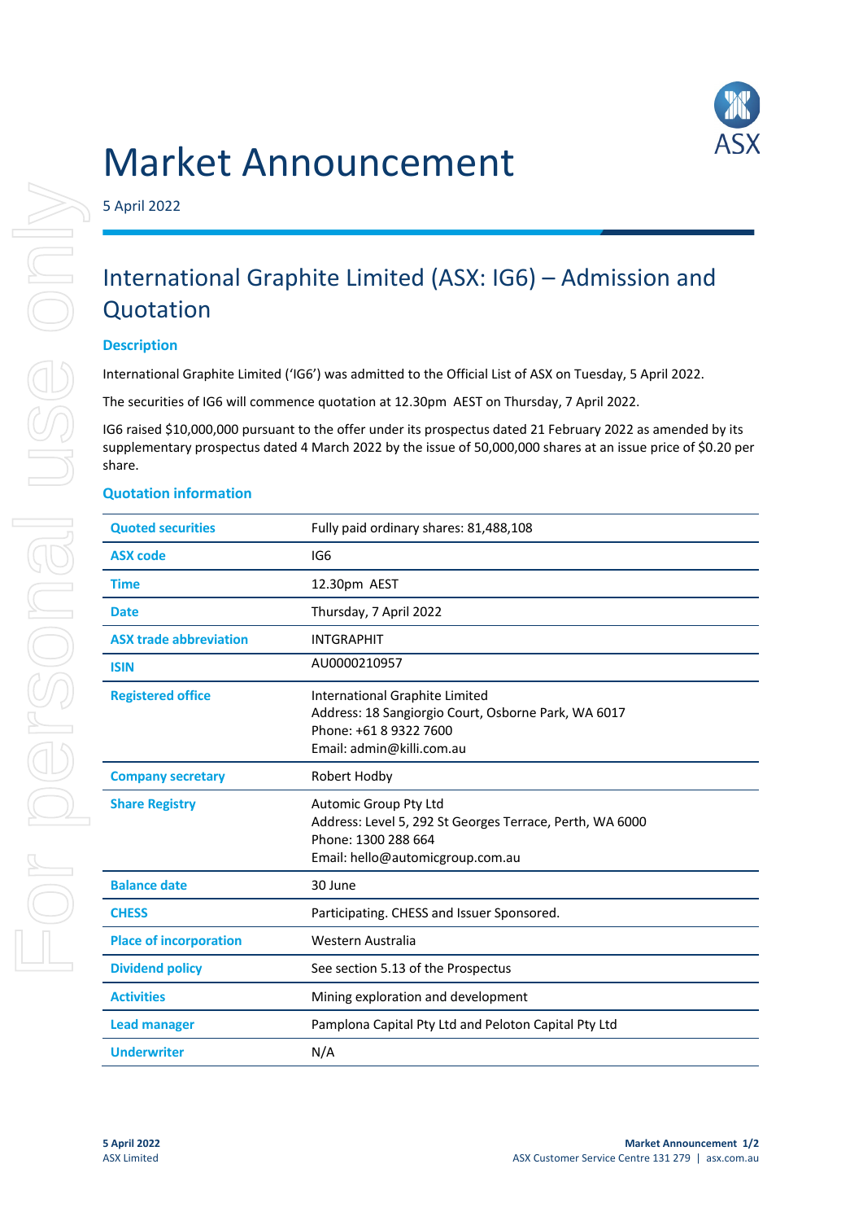# Market Announcement

5 April 2022

## International Graphite Limited (ASX: IG6) – Admission and Quotation

### Description

International Graphite Limited ('IG6') was admitted to the Official List of ASX on Tuesday, 5 April 2022.

The securities of IG6 will commence quotation at 12.30pm AEST on Thursday, 7 April 2022.

IG6 raised $10,000,000 pursuant to the offer under its prospectus dated 21 February 2022 as amended by its supplementary prospectus dated 4 March 2022 by the issue of 50,000,000 shares at an issue price of $0.20 per share.

### Quotation information

| | |
|---|---|
| **Quoted securities** | Fully paid ordinary shares: 81,488,108 |
| **ASX code** | IG6 |
| **Time** | 12.30pm AEST |
| **Date** | Thursday, 7 April 2022 |
| **ASX trade abbreviation** | INTGRAPHIT |
| **ISIN** | AU0000210957 |
| **Registered office** | International Graphite Limited<br>Address: 18 Sangiorgio Court, Osborne Park, WA 6017<br>Phone: +61 8 9322 7600<br>Email: admin@killi.com.au |
| **Company secretary** | Robert Hodby |
| **Share Registry** | Automic Group Pty Ltd<br>Address: Level 5, 292 St Georges Terrace, Perth, WA 6000<br>Phone: 1300 288 664<br>Email: hello@automicgroup.com.au |
| **Balance date** | 30 June |
| **CHESS** | Participating. CHESS and Issuer Sponsored. |
| **Place of incorporation** | Western Australia |
| **Dividend policy** | See section 5.13 of the Prospectus |
| **Activities** | Mining exploration and development |
| **Lead manager** | Pamplona Capital Pty Ltd and Peloton Capital Pty Ltd |
| **Underwriter** | N/A |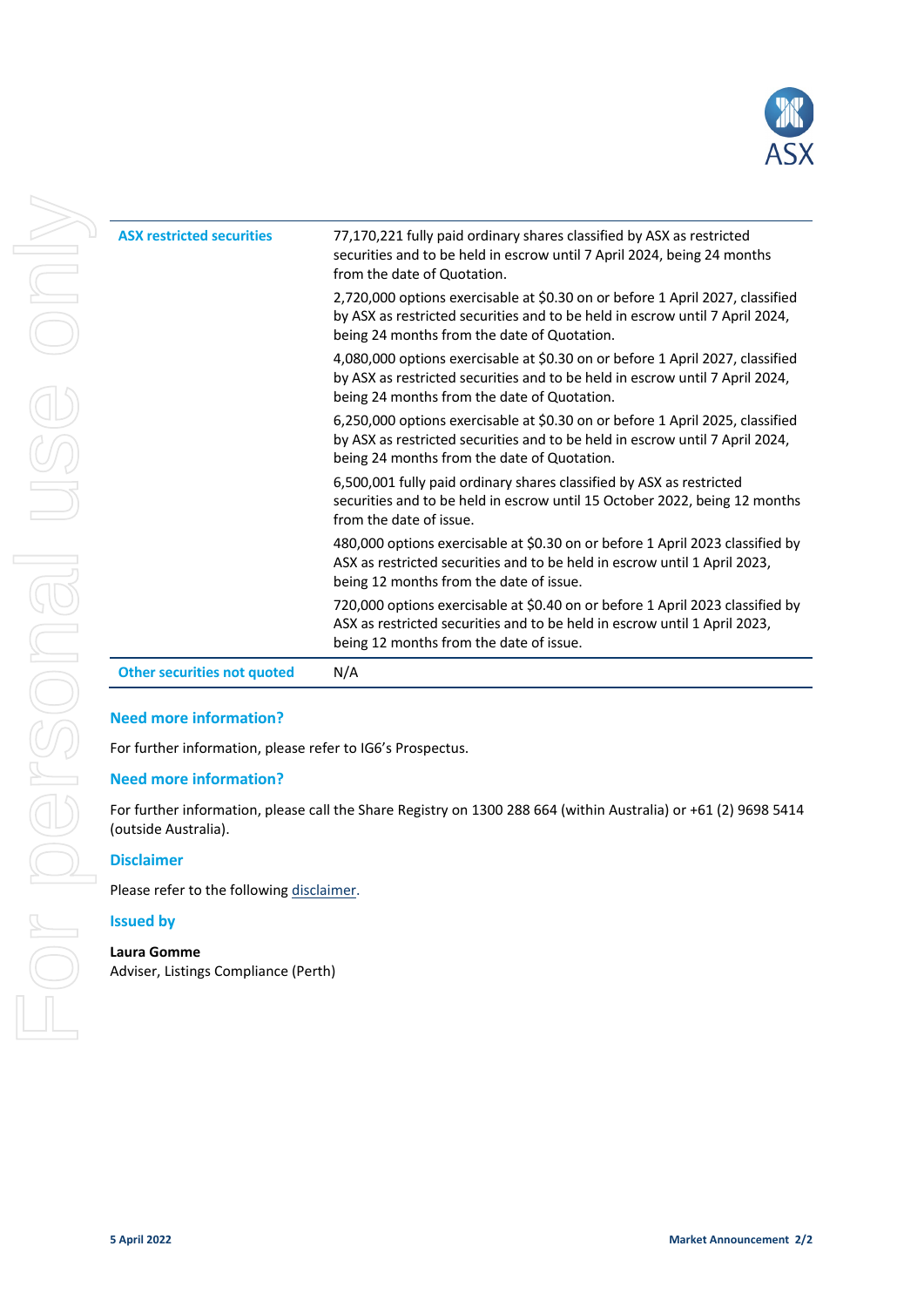| | |
|---|---|
| **ASX restricted securities** | 77,170,221 fully paid ordinary shares classified by ASX as restricted securities and to be held in escrow until 7 April 2024, being 24 months from the date of Quotation.<br><br>2,720,000 options exercisable at $0.30 on or before 1 April 2027, classified by ASX as restricted securities and to be held in escrow until 7 April 2024, being 24 months from the date of Quotation.<br><br>4,080,000 options exercisable at $0.30 on or before 1 April 2027, classified by ASX as restricted securities and to be held in escrow until 7 April 2024, being 24 months from the date of Quotation.<br><br>6,250,000 options exercisable at $0.30 on or before 1 April 2025, classified by ASX as restricted securities and to be held in escrow until 7 April 2024, being 24 months from the date of Quotation.<br><br>6,500,001 fully paid ordinary shares classified by ASX as restricted securities and to be held in escrow until 15 October 2022, being 12 months from the date of issue.<br><br>480,000 options exercisable at $0.30 on or before 1 April 2023 classified by ASX as restricted securities and to be held in escrow until 1 April 2023, being 12 months from the date of issue.<br><br>720,000 options exercisable at $0.40 on or before 1 April 2023 classified by ASX as restricted securities and to be held in escrow until 1 April 2023, being 12 months from the date of issue. |
| **Other securities not quoted** | N/A |

## Need more information?

For further information, please refer to IG6's Prospectus.

## Need more information?

For further information, please call the Share Registry on 1300 288 664 (within Australia) or +61 (2) 9698 5414 (outside Australia).

## Disclaimer

Please refer to the following disclaimer.

## Issued by

**Laura Gomme**
Adviser, Listings Compliance (Perth)